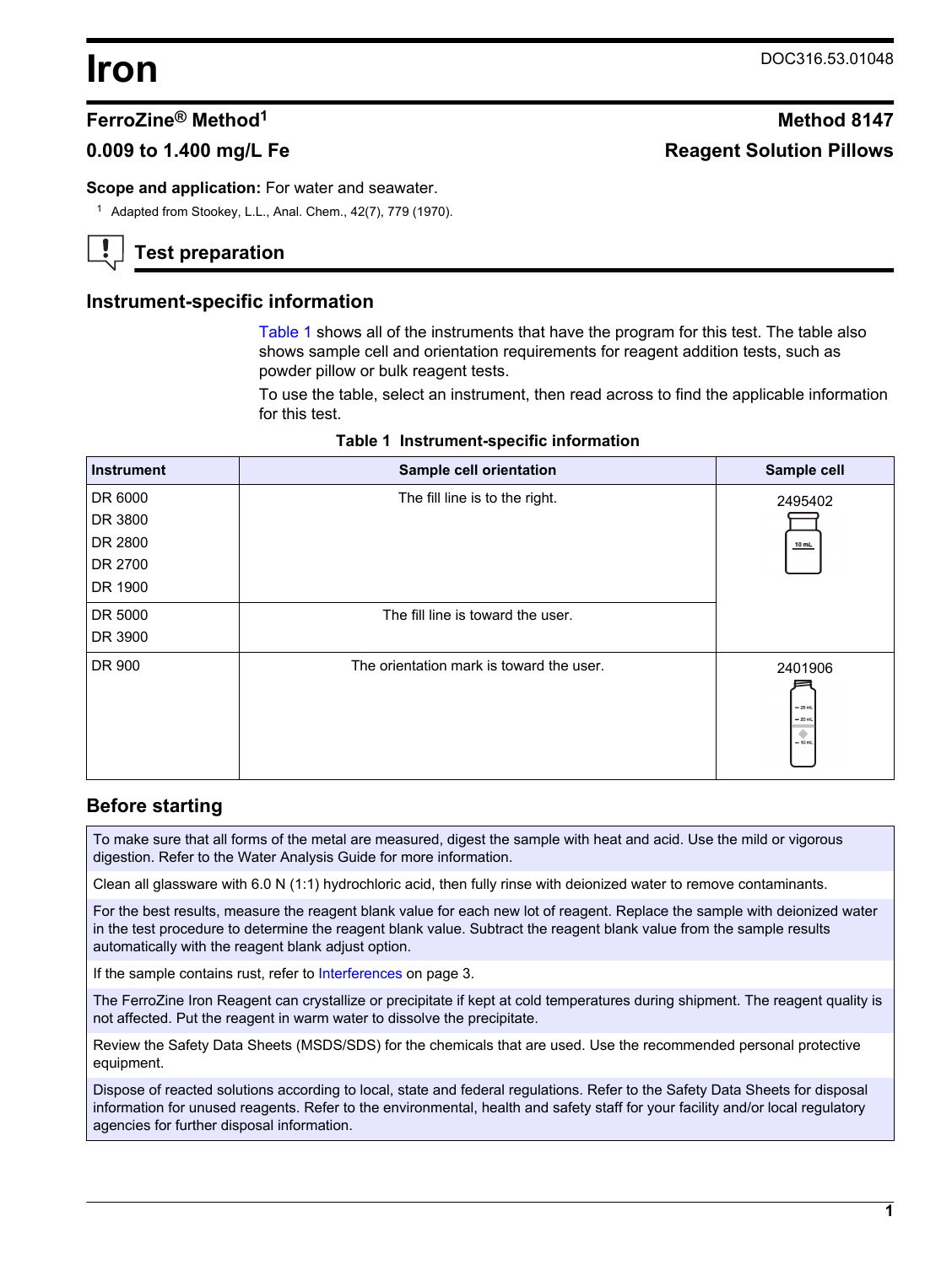# Iron

DOC316.53.01048

## FerroZine® Method[1]

## Method 8147

### 0.009 to 1.400 mg/L Fe

### Reagent Solution Pillows

**Scope and application:** For water and seawater.

[1] Adapted from Stookey, L.L., Anal. Chem., 42(7), 779 (1970).

## Test preparation

### Instrument-specific information

Table 1 shows all of the instruments that have the program for this test. The table also shows sample cell and orientation requirements for reagent addition tests, such as powder pillow or bulk reagent tests.

To use the table, select an instrument, then read across to find the applicable information for this test.

**Table 1 Instrument-specific information**

| Instrument | Sample cell orientation | Sample cell |
|---|---|---|
| DR 6000<br>DR 3800<br>DR 2800<br>DR 2700<br>DR 1900 | The fill line is to the right. | 2495402 |
| DR 5000<br>DR 3900 | The fill line is toward the user. | 2495402 |
| DR 900 | The orientation mark is toward the user. | 2401906 |

### Before starting

To make sure that all forms of the metal are measured, digest the sample with heat and acid. Use the mild or vigorous digestion. Refer to the Water Analysis Guide for more information.

Clean all glassware with 6.0 N (1:1) hydrochloric acid, then fully rinse with deionized water to remove contaminants.

For the best results, measure the reagent blank value for each new lot of reagent. Replace the sample with deionized water in the test procedure to determine the reagent blank value. Subtract the reagent blank value from the sample results automatically with the reagent blank adjust option.

If the sample contains rust, refer to Interferences on page 3.

The FerroZine Iron Reagent can crystallize or precipitate if kept at cold temperatures during shipment. The reagent quality is not affected. Put the reagent in warm water to dissolve the precipitate.

Review the Safety Data Sheets (MSDS/SDS) for the chemicals that are used. Use the recommended personal protective equipment.

Dispose of reacted solutions according to local, state and federal regulations. Refer to the Safety Data Sheets for disposal information for unused reagents. Refer to the environmental, health and safety staff for your facility and/or local regulatory agencies for further disposal information.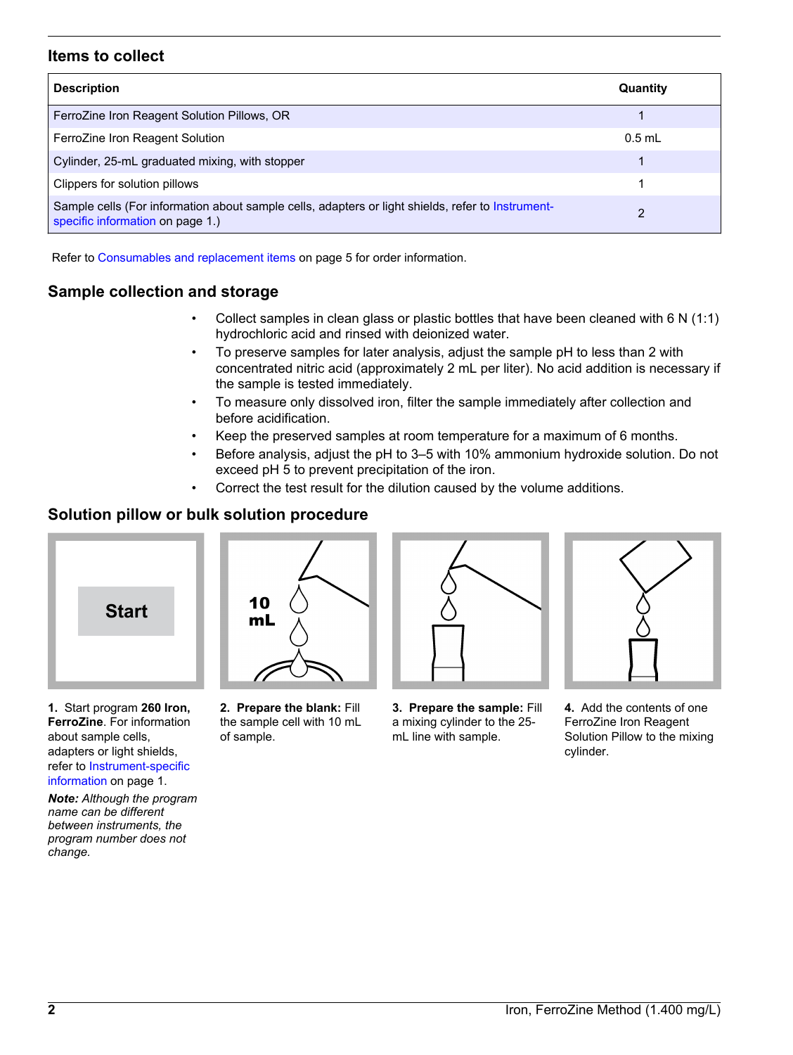## Items to collect

| Description | Quantity |
|---|---|
| FerroZine Iron Reagent Solution Pillows, OR | 1 |
| FerroZine Iron Reagent Solution | 0.5 mL |
| Cylinder, 25-mL graduated mixing, with stopper | 1 |
| Clippers for solution pillows | 1 |
| Sample cells (For information about sample cells, adapters or light shields, refer to Instrument-specific information on page 1.) | 2 |

Refer to Consumables and replacement items on page 5 for order information.

## Sample collection and storage

- Collect samples in clean glass or plastic bottles that have been cleaned with 6 N (1:1) hydrochloric acid and rinsed with deionized water.
- To preserve samples for later analysis, adjust the sample pH to less than 2 with concentrated nitric acid (approximately 2 mL per liter). No acid addition is necessary if the sample is tested immediately.
- To measure only dissolved iron, filter the sample immediately after collection and before acidification.
- Keep the preserved samples at room temperature for a maximum of 6 months.
- Before analysis, adjust the pH to 3–5 with 10% ammonium hydroxide solution. Do not exceed pH 5 to prevent precipitation of the iron.
- Correct the test result for the dilution caused by the volume additions.

## Solution pillow or bulk solution procedure

Start

**1.** Start program **260 Iron, FerroZine**. For information about sample cells, adapters or light shields, refer to Instrument-specific information on page 1.

***Note:** Although the program name can be different between instruments, the program number does not change.*

10 mL

**2. Prepare the blank:** Fill the sample cell with 10 mL of sample.

**3. Prepare the sample:** Fill a mixing cylinder to the 25-mL line with sample.

**4.** Add the contents of one FerroZine Iron Reagent Solution Pillow to the mixing cylinder.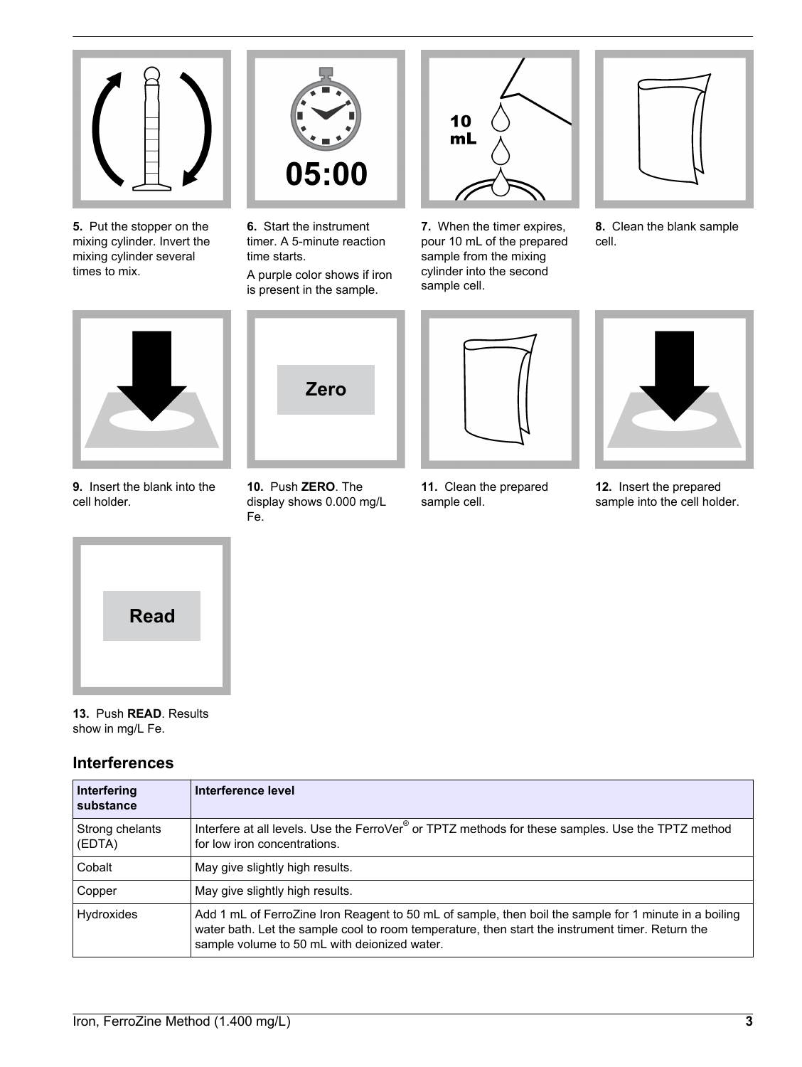5. Put the stopper on the mixing cylinder. Invert the mixing cylinder several times to mix.

6. Start the instrument timer. A 5-minute reaction time starts.

A purple color shows if iron is present in the sample.

7. When the timer expires, pour 10 mL of the prepared sample from the mixing cylinder into the second sample cell.

8. Clean the blank sample cell.

9. Insert the blank into the cell holder.

10. Push **ZERO**. The display shows 0.000 mg/L Fe.

11. Clean the prepared sample cell.

12. Insert the prepared sample into the cell holder.

13. Push **READ**. Results show in mg/L Fe.

## Interferences

| Interfering substance | Interference level |
|---|---|
| Strong chelants (EDTA) | Interfere at all levels. Use the FerroVer® or TPTZ methods for these samples. Use the TPTZ method for low iron concentrations. |
| Cobalt | May give slightly high results. |
| Copper | May give slightly high results. |
| Hydroxides | Add 1 mL of FerroZine Iron Reagent to 50 mL of sample, then boil the sample for 1 minute in a boiling water bath. Let the sample cool to room temperature, then start the instrument timer. Return the sample volume to 50 mL with deionized water. |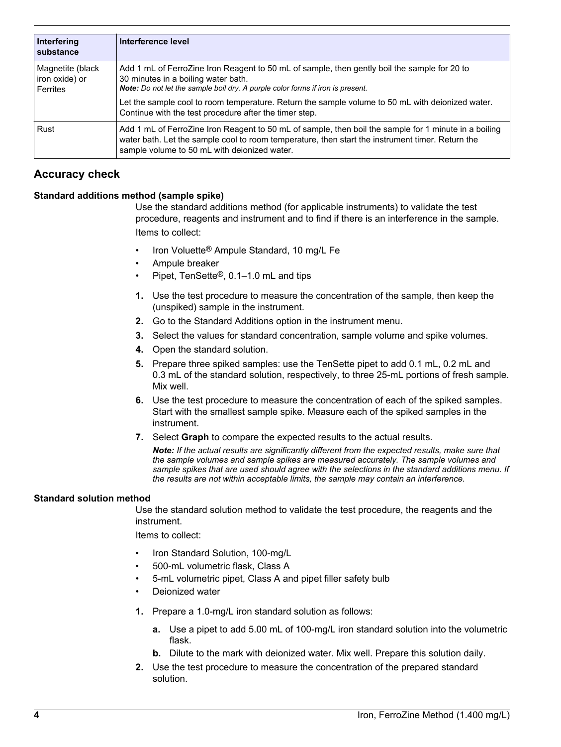| Interfering substance | Interference level |
| --- | --- |
| Magnetite (black iron oxide) or Ferrites | Add 1 mL of FerroZine Iron Reagent to 50 mL of sample, then gently boil the sample for 20 to 30 minutes in a boiling water bath. ***Note:** Do not let the sample boil dry. A purple color forms if iron is present.* Let the sample cool to room temperature. Return the sample volume to 50 mL with deionized water. Continue with the test procedure after the timer step. |
| Rust | Add 1 mL of FerroZine Iron Reagent to 50 mL of sample, then boil the sample for 1 minute in a boiling water bath. Let the sample cool to room temperature, then start the instrument timer. Return the sample volume to 50 mL with deionized water. |

## Accuracy check

### Standard additions method (sample spike)

Use the standard additions method (for applicable instruments) to validate the test procedure, reagents and instrument and to find if there is an interference in the sample.

Items to collect:

- Iron Voluette® Ampule Standard, 10 mg/L Fe
- Ampule breaker
- Pipet, TenSette®, 0.1–1.0 mL and tips

1. Use the test procedure to measure the concentration of the sample, then keep the (unspiked) sample in the instrument.
2. Go to the Standard Additions option in the instrument menu.
3. Select the values for standard concentration, sample volume and spike volumes.
4. Open the standard solution.
5. Prepare three spiked samples: use the TenSette pipet to add 0.1 mL, 0.2 mL and 0.3 mL of the standard solution, respectively, to three 25-mL portions of fresh sample. Mix well.
6. Use the test procedure to measure the concentration of each of the spiked samples. Start with the smallest sample spike. Measure each of the spiked samples in the instrument.
7. Select **Graph** to compare the expected results to the actual results.

   ***Note:** If the actual results are significantly different from the expected results, make sure that the sample volumes and sample spikes are measured accurately. The sample volumes and sample spikes that are used should agree with the selections in the standard additions menu. If the results are not within acceptable limits, the sample may contain an interference.*

### Standard solution method

Use the standard solution method to validate the test procedure, the reagents and the instrument.

Items to collect:

- Iron Standard Solution, 100-mg/L
- 500-mL volumetric flask, Class A
- 5-mL volumetric pipet, Class A and pipet filler safety bulb
- Deionized water

1. Prepare a 1.0-mg/L iron standard solution as follows:
   a. Use a pipet to add 5.00 mL of 100-mg/L iron standard solution into the volumetric flask.
   b. Dilute to the mark with deionized water. Mix well. Prepare this solution daily.
2. Use the test procedure to measure the concentration of the prepared standard solution.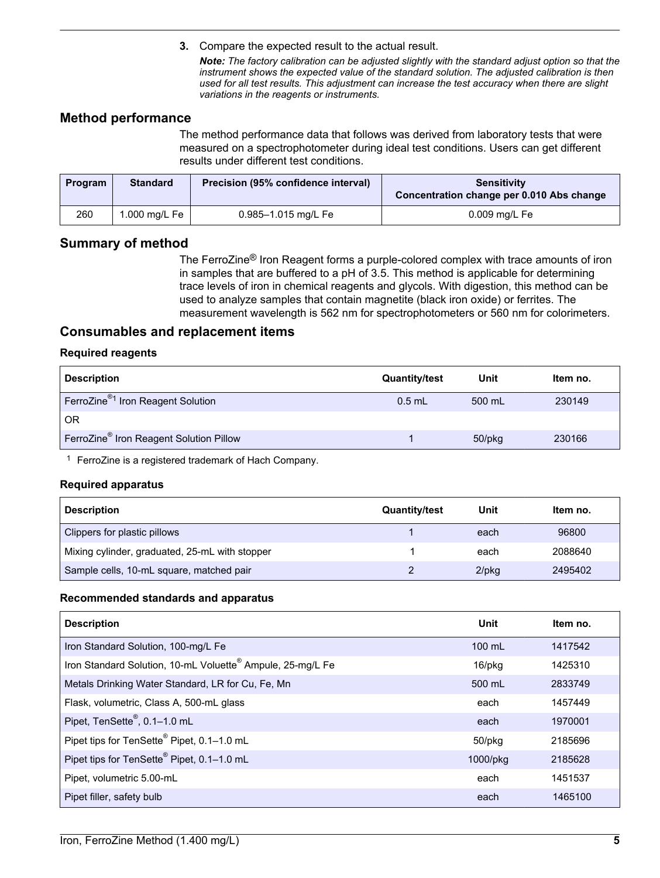3. Compare the expected result to the actual result.

   ***Note:*** *The factory calibration can be adjusted slightly with the standard adjust option so that the instrument shows the expected value of the standard solution. The adjusted calibration is then used for all test results. This adjustment can increase the test accuracy when there are slight variations in the reagents or instruments.*

## Method performance

The method performance data that follows was derived from laboratory tests that were measured on a spectrophotometer during ideal test conditions. Users can get different results under different test conditions.

| Program | Standard | Precision (95% confidence interval) | Sensitivity Concentration change per 0.010 Abs change |
|---|---|---|---|
| 260 | 1.000 mg/L Fe | 0.985–1.015 mg/L Fe | 0.009 mg/L Fe |

## Summary of method

The FerroZine® Iron Reagent forms a purple-colored complex with trace amounts of iron in samples that are buffered to a pH of 3.5. This method is applicable for determining trace levels of iron in chemical reagents and glycols. With digestion, this method can be used to analyze samples that contain magnetite (black iron oxide) or ferrites. The measurement wavelength is 562 nm for spectrophotometers or 560 nm for colorimeters.

## Consumables and replacement items

### Required reagents

| Description | Quantity/test | Unit | Item no. |
|---|---|---|---|
| FerroZine®[1] Iron Reagent Solution | 0.5 mL | 500 mL | 230149 |
| OR | | | |
| FerroZine® Iron Reagent Solution Pillow | 1 | 50/pkg | 230166 |

[1] FerroZine is a registered trademark of Hach Company.

### Required apparatus

| Description | Quantity/test | Unit | Item no. |
|---|---|---|---|
| Clippers for plastic pillows | 1 | each | 96800 |
| Mixing cylinder, graduated, 25-mL with stopper | 1 | each | 2088640 |
| Sample cells, 10-mL square, matched pair | 2 | 2/pkg | 2495402 |

### Recommended standards and apparatus

| Description | Unit | Item no. |
|---|---|---|
| Iron Standard Solution, 100-mg/L Fe | 100 mL | 1417542 |
| Iron Standard Solution, 10-mL Voluette® Ampule, 25-mg/L Fe | 16/pkg | 1425310 |
| Metals Drinking Water Standard, LR for Cu, Fe, Mn | 500 mL | 2833749 |
| Flask, volumetric, Class A, 500-mL glass | each | 1457449 |
| Pipet, TenSette®, 0.1–1.0 mL | each | 1970001 |
| Pipet tips for TenSette® Pipet, 0.1–1.0 mL | 50/pkg | 2185696 |
| Pipet tips for TenSette® Pipet, 0.1–1.0 mL | 1000/pkg | 2185628 |
| Pipet, volumetric 5.00-mL | each | 1451537 |
| Pipet filler, safety bulb | each | 1465100 |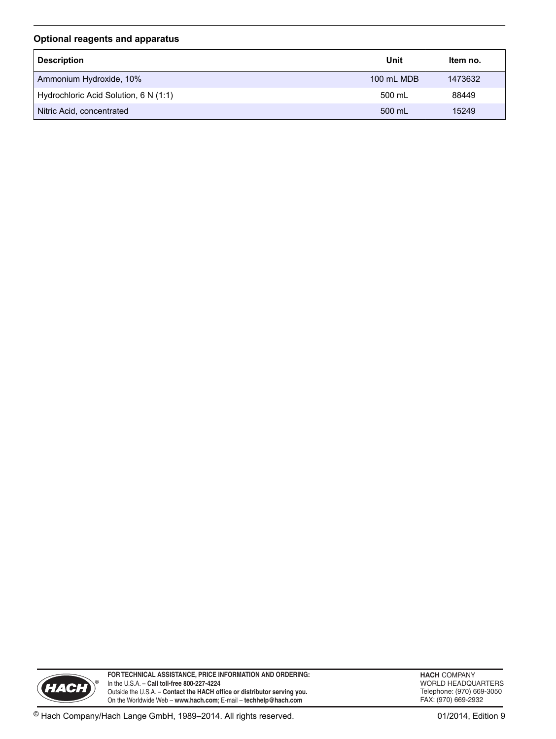### Optional reagents and apparatus

| Description | Unit | Item no. |
|---|---|---|
| Ammonium Hydroxide, 10% | 100 mL MDB | 1473632 |
| Hydrochloric Acid Solution, 6 N (1:1) | 500 mL | 88449 |
| Nitric Acid, concentrated | 500 mL | 15249 |

**FOR TECHNICAL ASSISTANCE, PRICE INFORMATION AND ORDERING:**
In the U.S.A. – **Call toll-free 800-227-4224**
Outside the U.S.A. – **Contact the HACH office or distributor serving you.**
On the Worldwide Web – **www.hach.com**; E-mail – **techhelp@hach.com**

**HACH** COMPANY
WORLD HEADQUARTERS
Telephone: (970) 669-3050
FAX: (970) 669-2932

© Hach Company/Hach Lange GmbH, 1989–2014. All rights reserved.

01/2014, Edition 9